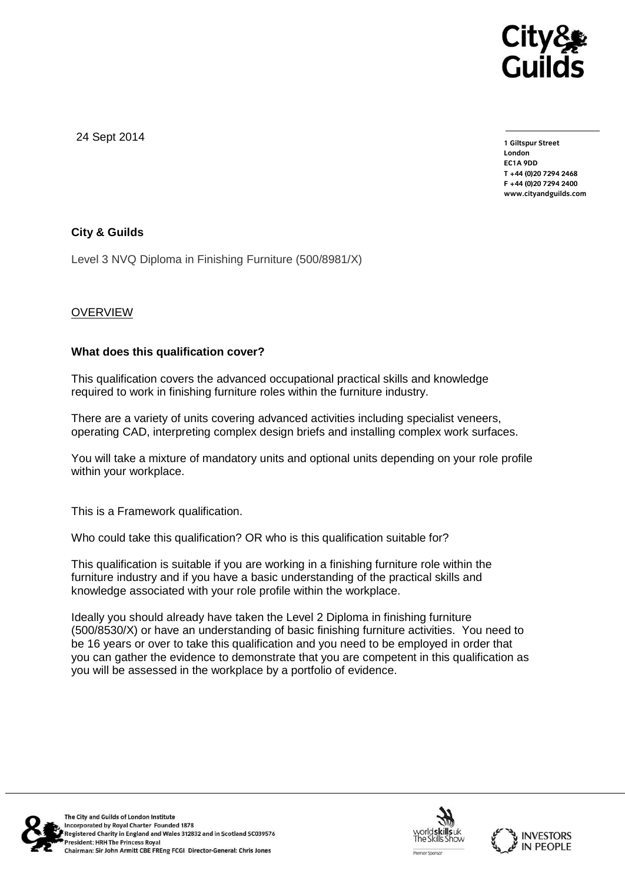24 Sept 2014

**1 Giltspur Street**
**London**
**EC1A 9DD**
**T +44 (0)20 7294 2468**
**F +44 (0)20 7294 2400**
**www.cityandguilds.com**

**City & Guilds**

Level 3 NVQ Diploma in Finishing Furniture (500/8981/X)

OVERVIEW

**What does this qualification cover?**

This qualification covers the advanced occupational practical skills and knowledge required to work in finishing furniture roles within the furniture industry.

There are a variety of units covering advanced activities including specialist veneers, operating CAD, interpreting complex design briefs and installing complex work surfaces.

You will take a mixture of mandatory units and optional units depending on your role profile within your workplace.

This is a Framework qualification.

Who could take this qualification? OR who is this qualification suitable for?

This qualification is suitable if you are working in a finishing furniture role within the furniture industry and if you have a basic understanding of the practical skills and knowledge associated with your role profile within the workplace.

Ideally you should already have taken the Level 2 Diploma in finishing furniture (500/8530/X) or have an understanding of basic finishing furniture activities. You need to be 16 years or over to take this qualification and you need to be employed in order that you can gather the evidence to demonstrate that you are competent in this qualification as you will be assessed in the workplace by a portfolio of evidence.

The City and Guilds of London Institute
Incorporated by Royal Charter Founded 1878
Registered Charity in England and Wales 312832 and in Scotland SC039576
President: HRH The Princess Royal
Chairman: Sir John Armitt CBE FREng FCGI Director-General: Chris Jones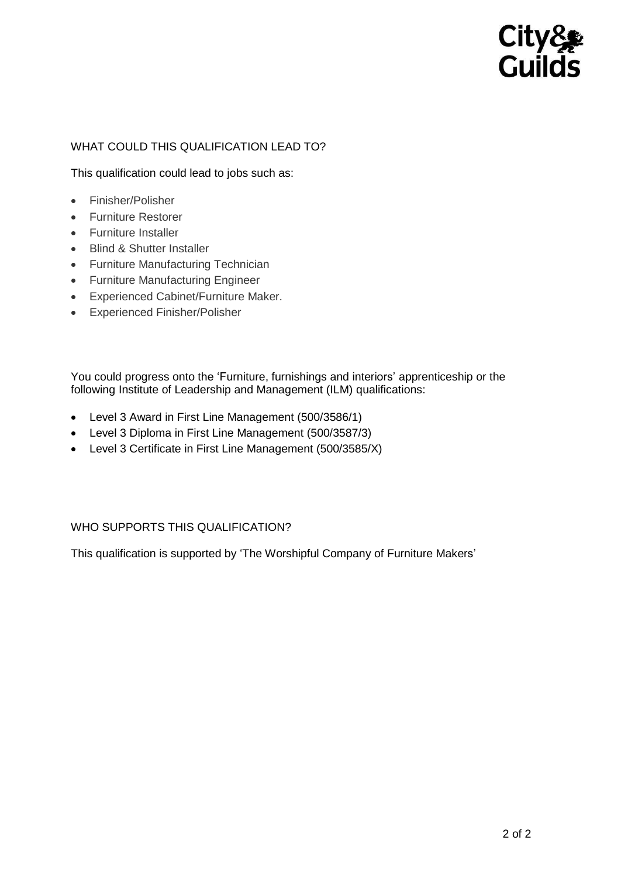## WHAT COULD THIS QUALIFICATION LEAD TO?

This qualification could lead to jobs such as:

- Finisher/Polisher
- Furniture Restorer
- Furniture Installer
- Blind & Shutter Installer
- Furniture Manufacturing Technician
- Furniture Manufacturing Engineer
- Experienced Cabinet/Furniture Maker.
- Experienced Finisher/Polisher

You could progress onto the 'Furniture, furnishings and interiors' apprenticeship or the following Institute of Leadership and Management (ILM) qualifications:

- Level 3 Award in First Line Management (500/3586/1)
- Level 3 Diploma in First Line Management (500/3587/3)
- Level 3 Certificate in First Line Management (500/3585/X)

## WHO SUPPORTS THIS QUALIFICATION?

This qualification is supported by 'The Worshipful Company of Furniture Makers'